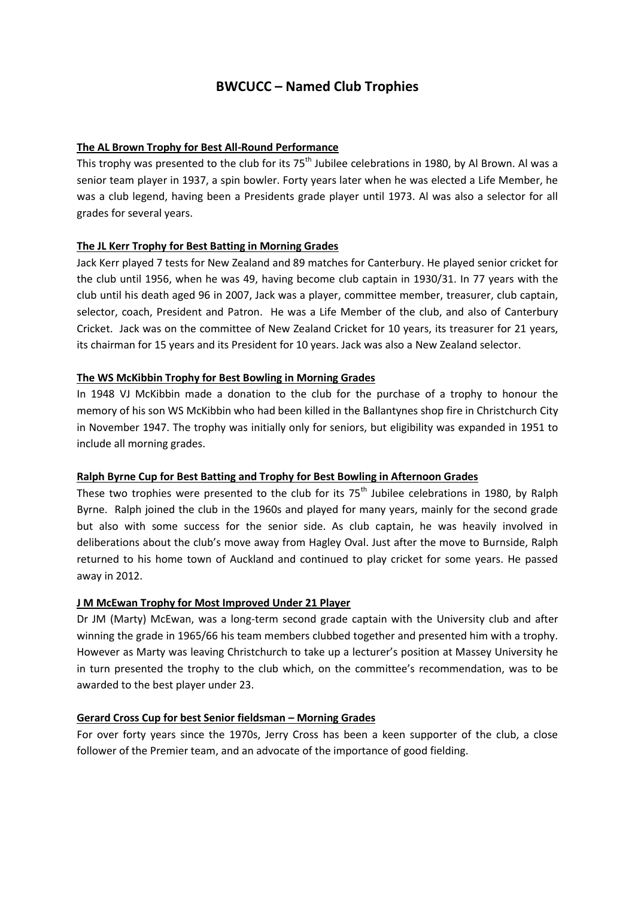# BWCUCC – Named Club Trophies

## The AL Brown Trophy for Best All-Round Performance

This trophy was presented to the club for its 75th Jubilee celebrations in 1980, by Al Brown. Al was a senior team player in 1937, a spin bowler. Forty years later when he was elected a Life Member, he was a club legend, having been a Presidents grade player until 1973. Al was also a selector for all grades for several years.

## The JL Kerr Trophy for Best Batting in Morning Grades

Jack Kerr played 7 tests for New Zealand and 89 matches for Canterbury. He played senior cricket for the club until 1956, when he was 49, having become club captain in 1930/31. In 77 years with the club until his death aged 96 in 2007, Jack was a player, committee member, treasurer, club captain, selector, coach, President and Patron. He was a Life Member of the club, and also of Canterbury Cricket. Jack was on the committee of New Zealand Cricket for 10 years, its treasurer for 21 years, its chairman for 15 years and its President for 10 years. Jack was also a New Zealand selector.

## The WS McKibbin Trophy for Best Bowling in Morning Grades

In 1948 VJ McKibbin made a donation to the club for the purchase of a trophy to honour the memory of his son WS McKibbin who had been killed in the Ballantynes shop fire in Christchurch City in November 1947. The trophy was initially only for seniors, but eligibility was expanded in 1951 to include all morning grades.

## Ralph Byrne Cup for Best Batting and Trophy for Best Bowling in Afternoon Grades

These two trophies were presented to the club for its 75th Jubilee celebrations in 1980, by Ralph Byrne. Ralph joined the club in the 1960s and played for many years, mainly for the second grade but also with some success for the senior side. As club captain, he was heavily involved in deliberations about the club's move away from Hagley Oval. Just after the move to Burnside, Ralph returned to his home town of Auckland and continued to play cricket for some years. He passed away in 2012.

## J M McEwan Trophy for Most Improved Under 21 Player

Dr JM (Marty) McEwan, was a long-term second grade captain with the University club and after winning the grade in 1965/66 his team members clubbed together and presented him with a trophy. However as Marty was leaving Christchurch to take up a lecturer's position at Massey University he in turn presented the trophy to the club which, on the committee's recommendation, was to be awarded to the best player under 23.

## Gerard Cross Cup for best Senior fieldsman – Morning Grades

For over forty years since the 1970s, Jerry Cross has been a keen supporter of the club, a close follower of the Premier team, and an advocate of the importance of good fielding.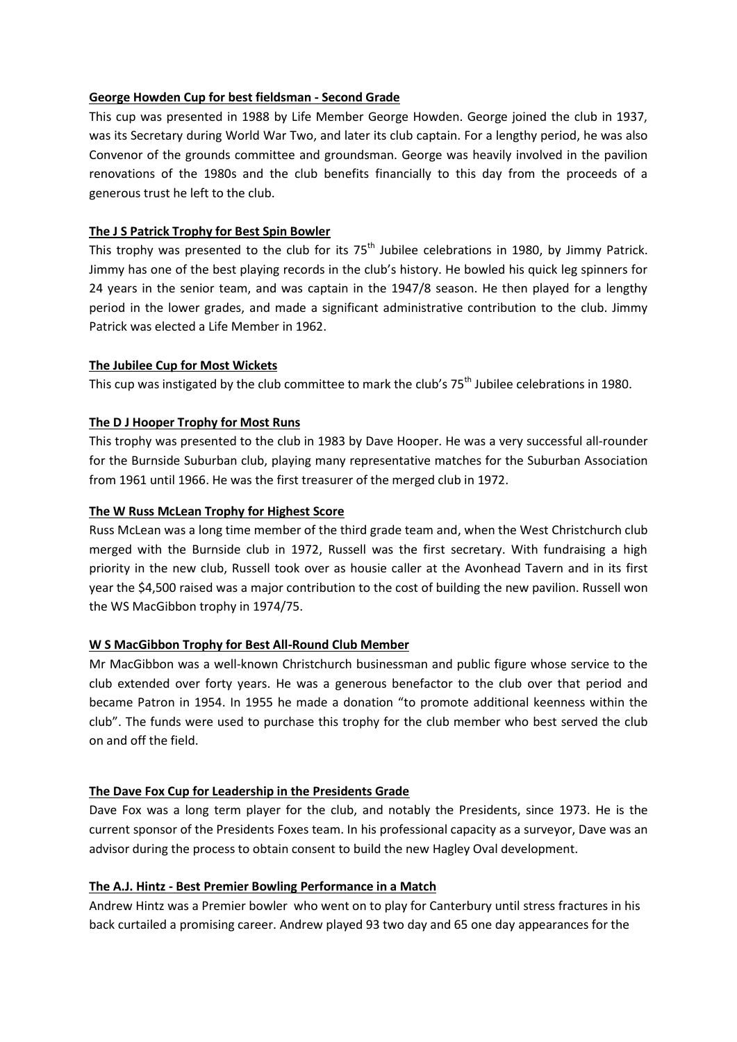**George Howden Cup for best fieldsman - Second Grade**

This cup was presented in 1988 by Life Member George Howden. George joined the club in 1937, was its Secretary during World War Two, and later its club captain. For a lengthy period, he was also Convenor of the grounds committee and groundsman. George was heavily involved in the pavilion renovations of the 1980s and the club benefits financially to this day from the proceeds of a generous trust he left to the club.

**The J S Patrick Trophy for Best Spin Bowler**

This trophy was presented to the club for its 75th Jubilee celebrations in 1980, by Jimmy Patrick. Jimmy has one of the best playing records in the club's history. He bowled his quick leg spinners for 24 years in the senior team, and was captain in the 1947/8 season. He then played for a lengthy period in the lower grades, and made a significant administrative contribution to the club. Jimmy Patrick was elected a Life Member in 1962.

**The Jubilee Cup for Most Wickets**

This cup was instigated by the club committee to mark the club's 75th Jubilee celebrations in 1980.

**The D J Hooper Trophy for Most Runs**

This trophy was presented to the club in 1983 by Dave Hooper. He was a very successful all-rounder for the Burnside Suburban club, playing many representative matches for the Suburban Association from 1961 until 1966. He was the first treasurer of the merged club in 1972.

**The W Russ McLean Trophy for Highest Score**

Russ McLean was a long time member of the third grade team and, when the West Christchurch club merged with the Burnside club in 1972, Russell was the first secretary. With fundraising a high priority in the new club, Russell took over as housie caller at the Avonhead Tavern and in its first year the $4,500 raised was a major contribution to the cost of building the new pavilion. Russell won the WS MacGibbon trophy in 1974/75.

**W S MacGibbon Trophy for Best All-Round Club Member**

Mr MacGibbon was a well-known Christchurch businessman and public figure whose service to the club extended over forty years. He was a generous benefactor to the club over that period and became Patron in 1954. In 1955 he made a donation "to promote additional keenness within the club". The funds were used to purchase this trophy for the club member who best served the club on and off the field.

**The Dave Fox Cup for Leadership in the Presidents Grade**

Dave Fox was a long term player for the club, and notably the Presidents, since 1973. He is the current sponsor of the Presidents Foxes team. In his professional capacity as a surveyor, Dave was an advisor during the process to obtain consent to build the new Hagley Oval development.

**The A.J. Hintz - Best Premier Bowling Performance in a Match**

Andrew Hintz was a Premier bowler who went on to play for Canterbury until stress fractures in his back curtailed a promising career. Andrew played 93 two day and 65 one day appearances for the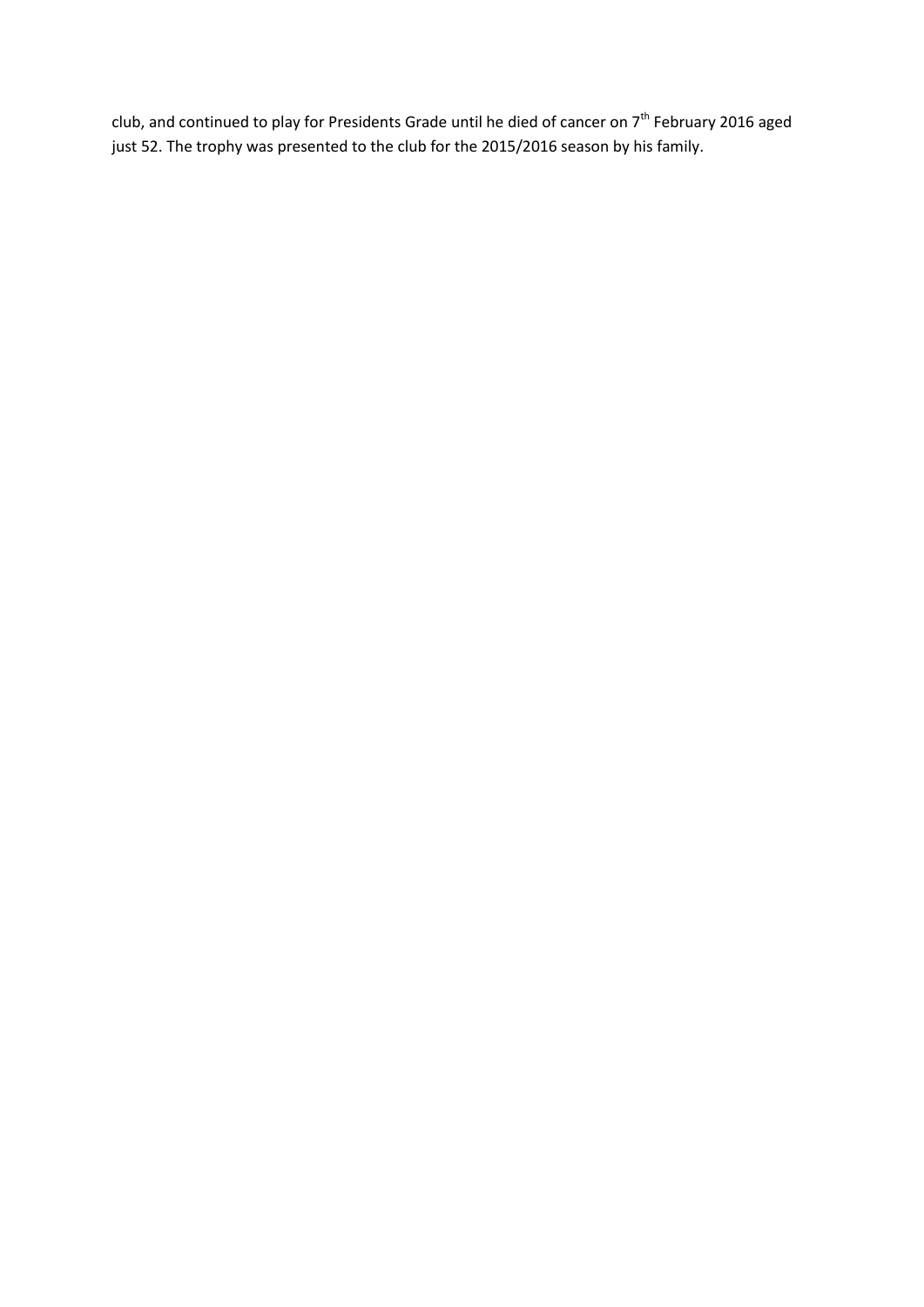club, and continued to play for Presidents Grade until he died of cancer on 7th February 2016 aged just 52. The trophy was presented to the club for the 2015/2016 season by his family.